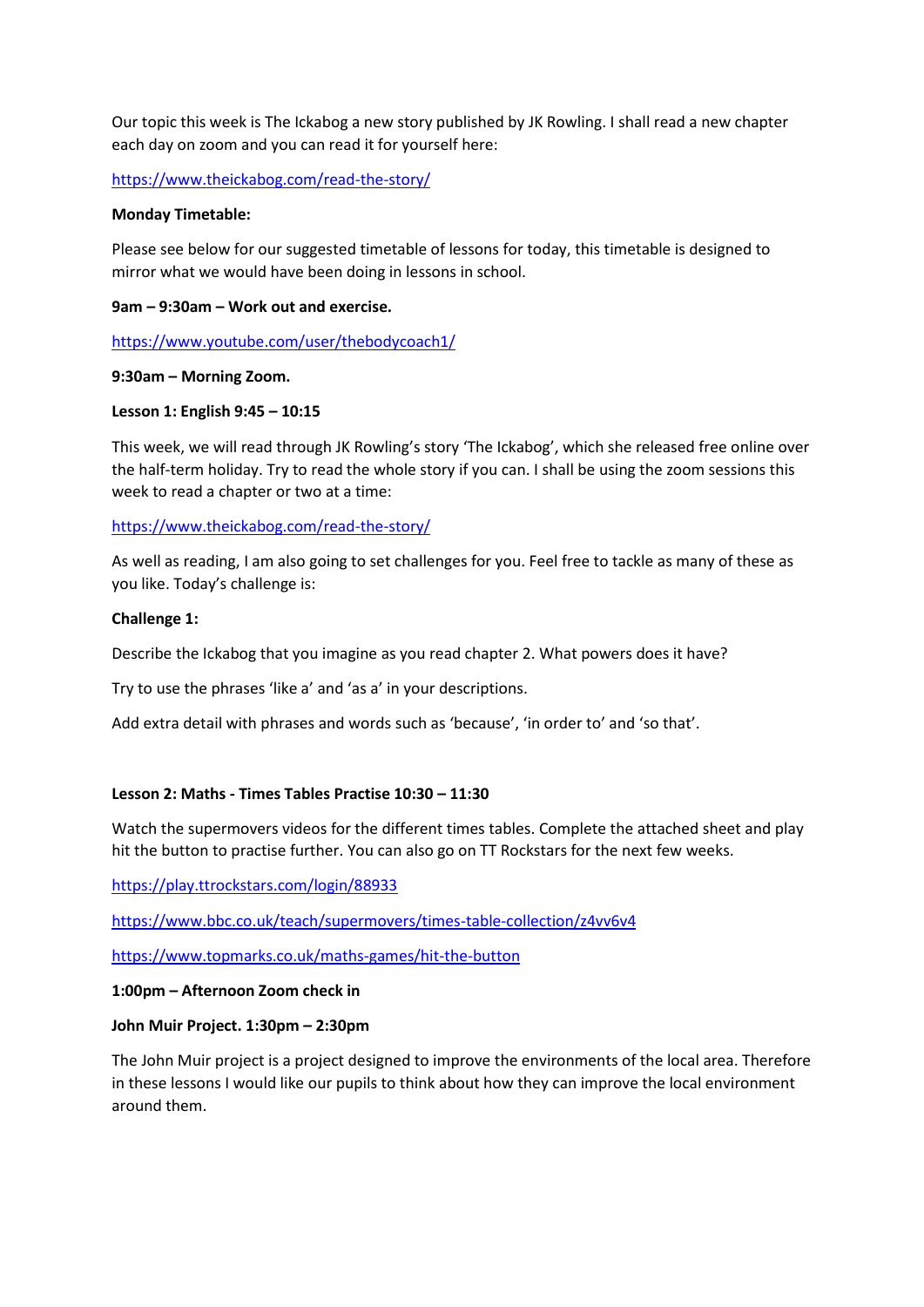Our topic this week is The Ickabog a new story published by JK Rowling. I shall read a new chapter each day on zoom and you can read it for yourself here:

https://www.theickabog.com/read-the-story/

**Monday Timetable:**

Please see below for our suggested timetable of lessons for today, this timetable is designed to mirror what we would have been doing in lessons in school.

**9am – 9:30am – Work out and exercise.**

https://www.youtube.com/user/thebodycoach1/

**9:30am – Morning Zoom.**

**Lesson 1: English 9:45 – 10:15**

This week, we will read through JK Rowling's story 'The Ickabog', which she released free online over the half-term holiday. Try to read the whole story if you can. I shall be using the zoom sessions this week to read a chapter or two at a time:

https://www.theickabog.com/read-the-story/

As well as reading, I am also going to set challenges for you. Feel free to tackle as many of these as you like. Today's challenge is:

**Challenge 1:**

Describe the Ickabog that you imagine as you read chapter 2. What powers does it have?

Try to use the phrases 'like a' and 'as a' in your descriptions.

Add extra detail with phrases and words such as 'because', 'in order to' and 'so that'.

**Lesson 2: Maths - Times Tables Practise 10:30 – 11:30**

Watch the supermovers videos for the different times tables. Complete the attached sheet and play hit the button to practise further. You can also go on TT Rockstars for the next few weeks.

https://play.ttrockstars.com/login/88933

https://www.bbc.co.uk/teach/supermovers/times-table-collection/z4vv6v4

https://www.topmarks.co.uk/maths-games/hit-the-button

**1:00pm – Afternoon Zoom check in**

**John Muir Project. 1:30pm – 2:30pm**

The John Muir project is a project designed to improve the environments of the local area. Therefore in these lessons I would like our pupils to think about how they can improve the local environment around them.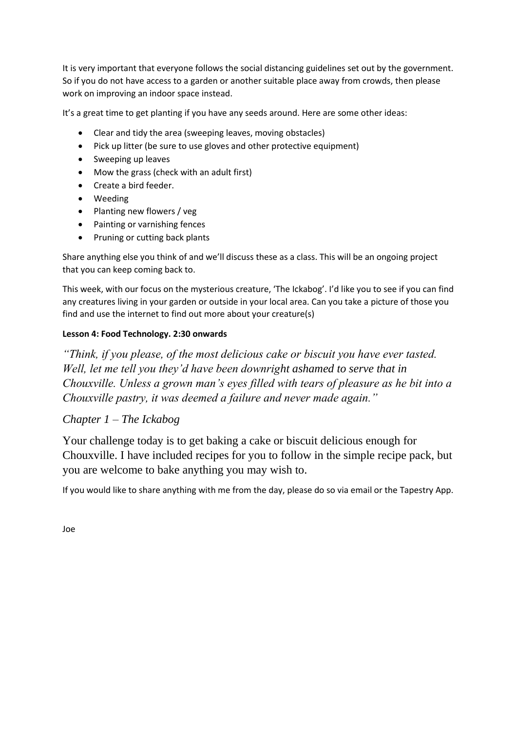It is very important that everyone follows the social distancing guidelines set out by the government. So if you do not have access to a garden or another suitable place away from crowds, then please work on improving an indoor space instead.

It's a great time to get planting if you have any seeds around. Here are some other ideas:

- Clear and tidy the area (sweeping leaves, moving obstacles)
- Pick up litter (be sure to use gloves and other protective equipment)
- Sweeping up leaves
- Mow the grass (check with an adult first)
- Create a bird feeder.
- Weeding
- Planting new flowers / veg
- Painting or varnishing fences
- Pruning or cutting back plants

Share anything else you think of and we'll discuss these as a class. This will be an ongoing project that you can keep coming back to.

This week, with our focus on the mysterious creature, 'The Ickabog'. I'd like you to see if you can find any creatures living in your garden or outside in your local area. Can you take a picture of those you find and use the internet to find out more about your creature(s)

**Lesson 4: Food Technology. 2:30 onwards**

*"Think, if you please, of the most delicious cake or biscuit you have ever tasted. Well, let me tell you they'd have been downright ashamed to serve that in Chouxville. Unless a grown man's eyes filled with tears of pleasure as he bit into a Chouxville pastry, it was deemed a failure and never made again."*

*Chapter 1 – The Ickabog*

Your challenge today is to get baking a cake or biscuit delicious enough for Chouxville. I have included recipes for you to follow in the simple recipe pack, but you are welcome to bake anything you may wish to.

If you would like to share anything with me from the day, please do so via email or the Tapestry App.

Joe